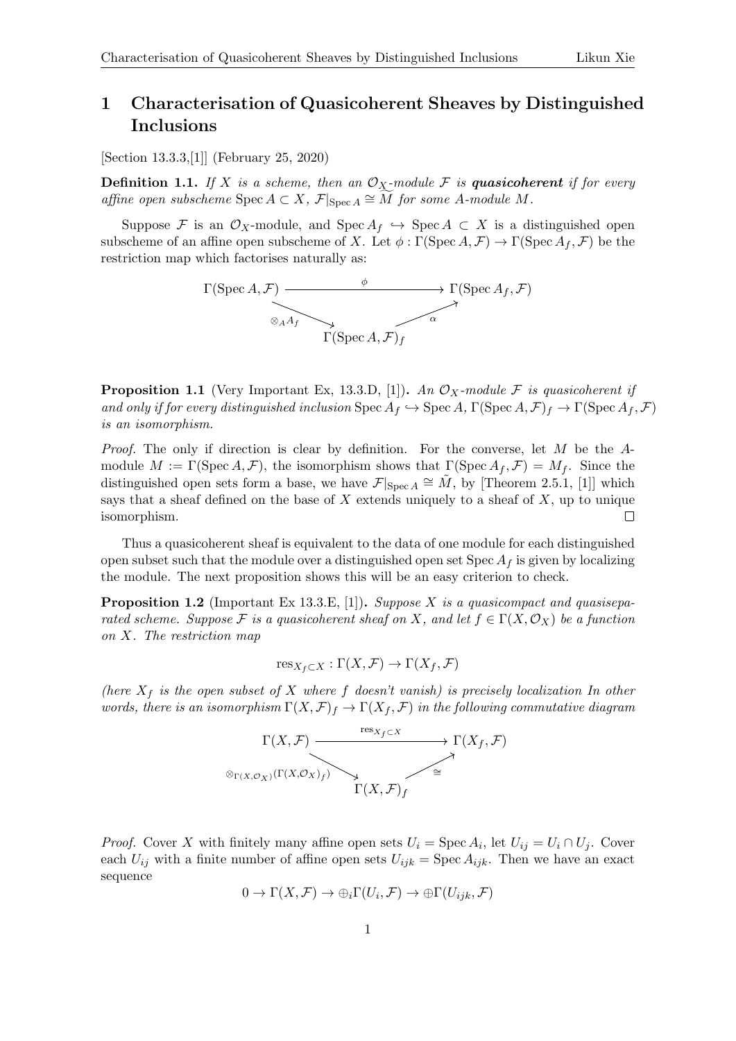# 1 Characterisation of Quasicoherent Sheaves by Distinguished Inclusions

[Section 13.3.3,[1]] (February 25, 2020)

**Definition 1.1.** *If $X$ is a scheme, then an $\mathcal{O}_X$-module $\mathcal{F}$ is **quasicoherent** if for every affine open subscheme $\operatorname{Spec} A \subset X$, $\mathcal{F}|_{\operatorname{Spec} A} \cong \widetilde{M}$ for some $A$-module $M$.*

Suppose $\mathcal{F}$ is an $\mathcal{O}_X$-module, and $\operatorname{Spec} A_f \hookrightarrow \operatorname{Spec} A \subset X$ is a distinguished open subscheme of an affine open subscheme of $X$. Let $\phi : \Gamma(\operatorname{Spec} A, \mathcal{F}) \to \Gamma(\operatorname{Spec} A_f, \mathcal{F})$ be the restriction map which factorises naturally as:

$$\begin{array}{ccc} \Gamma(\operatorname{Spec} A, \mathcal{F}) & \xrightarrow{\quad\phi\quad} & \Gamma(\operatorname{Spec} A_f, \mathcal{F}) \\ & \searrow^{\otimes_A A_f} \quad \nearrow^{\alpha} & \\ & \Gamma(\operatorname{Spec} A, \mathcal{F})_f & \end{array}$$

**Proposition 1.1** (Very Important Ex, 13.3.D, [1])**.** *An $\mathcal{O}_X$-module $\mathcal{F}$ is quasicoherent if and only if for every distinguished inclusion $\operatorname{Spec} A_f \hookrightarrow \operatorname{Spec} A$, $\Gamma(\operatorname{Spec} A, \mathcal{F})_f \to \Gamma(\operatorname{Spec} A_f, \mathcal{F})$ is an isomorphism.*

*Proof.* The only if direction is clear by definition. For the converse, let $M$ be the $A$-module $M := \Gamma(\operatorname{Spec} A, \mathcal{F})$, the isomorphism shows that $\Gamma(\operatorname{Spec} A_f, \mathcal{F}) = M_f$. Since the distinguished open sets form a base, we have $\mathcal{F}|_{\operatorname{Spec} A} \cong \tilde{M}$, by [Theorem 2.5.1, [1]] which says that a sheaf defined on the base of $X$ extends uniquely to a sheaf of $X$, up to unique isomorphism. $\square$

Thus a quasicoherent sheaf is equivalent to the data of one module for each distinguished open subset such that the module over a distinguished open set $\operatorname{Spec} A_f$ is given by localizing the module. The next proposition shows this will be an easy criterion to check.

**Proposition 1.2** (Important Ex 13.3.E, [1])**.** *Suppose $X$ is a quasicompact and quasiseparated scheme. Suppose $\mathcal{F}$ is a quasicoherent sheaf on $X$, and let $f \in \Gamma(X, \mathcal{O}_X)$ be a function on $X$. The restriction map*

$$\operatorname{res}_{X_f \subset X} : \Gamma(X, \mathcal{F}) \to \Gamma(X_f, \mathcal{F})$$

*(here $X_f$ is the open subset of $X$ where $f$ doesn't vanish) is precisely localization In other words, there is an isomorphism $\Gamma(X, \mathcal{F})_f \to \Gamma(X_f, \mathcal{F})$ in the following commutative diagram*

$$\begin{array}{ccc} \Gamma(X, \mathcal{F}) & \xrightarrow{\quad\operatorname{res}_{X_f \subset X}\quad} & \Gamma(X_f, \mathcal{F}) \\ & \searrow^{\otimes_{\Gamma(X,\mathcal{O}_X)}(\Gamma(X,\mathcal{O}_X)_f)} \quad \nearrow^{\cong} & \\ & \Gamma(X, \mathcal{F})_f & \end{array}$$

*Proof.* Cover $X$ with finitely many affine open sets $U_i = \operatorname{Spec} A_i$, let $U_{ij} = U_i \cap U_j$. Cover each $U_{ij}$ with a finite number of affine open sets $U_{ijk} = \operatorname{Spec} A_{ijk}$. Then we have an exact sequence

$$0 \to \Gamma(X, \mathcal{F}) \to \oplus_i \Gamma(U_i, \mathcal{F}) \to \oplus \Gamma(U_{ijk}, \mathcal{F})$$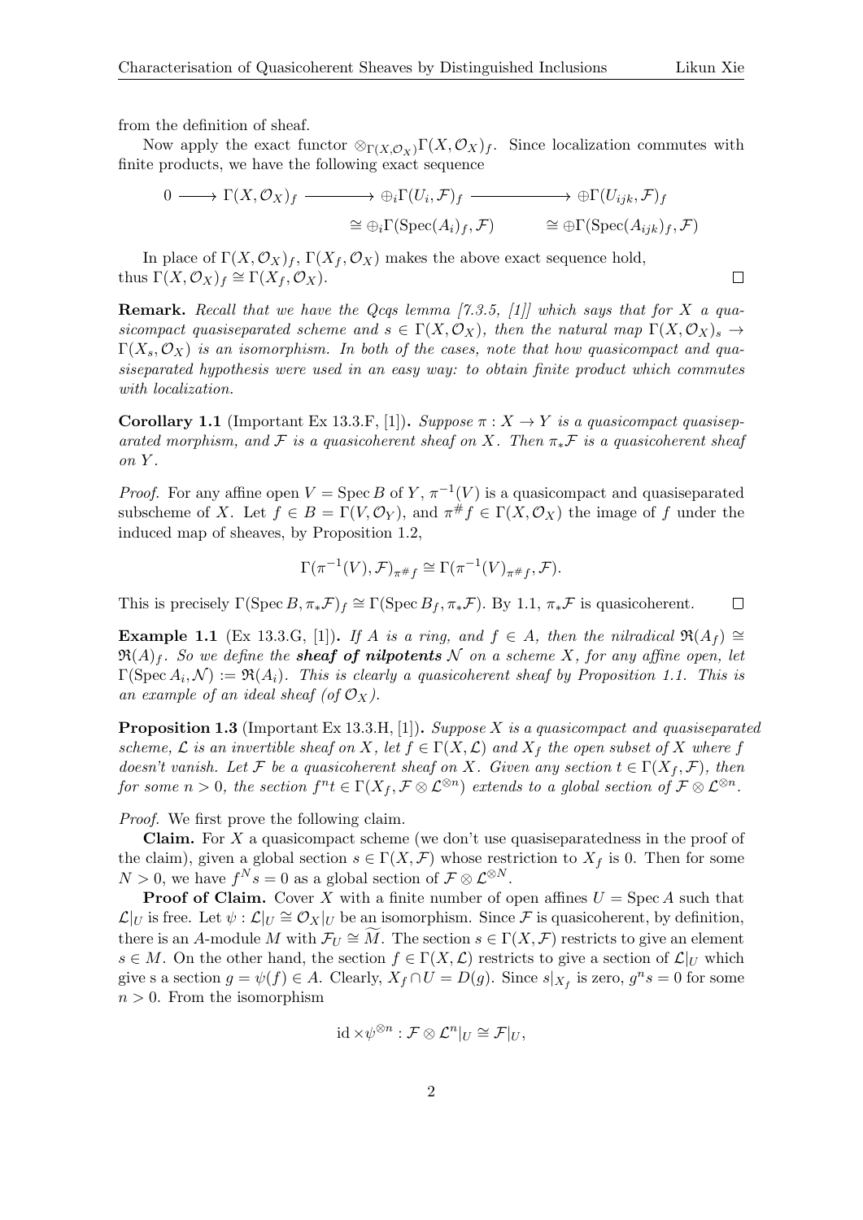from the definition of sheaf.

Now apply the exact functor $\otimes_{\Gamma(X,\mathcal{O}_X)}\Gamma(X,\mathcal{O}_X)_f$. Since localization commutes with finite products, we have the following exact sequence

$$
\begin{array}{ccccc}
0 \longrightarrow \Gamma(X,\mathcal{O}_X)_f & \longrightarrow & \oplus_i \Gamma(U_i,\mathcal{F})_f & \longrightarrow & \oplus \Gamma(U_{ijk},\mathcal{F})_f \\
& & \cong \oplus_i \Gamma(\operatorname{Spec}(A_i)_f,\mathcal{F}) & & \cong \oplus \Gamma(\operatorname{Spec}(A_{ijk})_f,\mathcal{F})
\end{array}
$$

In place of $\Gamma(X,\mathcal{O}_X)_f$, $\Gamma(X_f,\mathcal{O}_X)$ makes the above exact sequence hold, thus $\Gamma(X,\mathcal{O}_X)_f \cong \Gamma(X_f,\mathcal{O}_X)$. $\square$

**Remark.** *Recall that we have the Qcqs lemma [7.3.5, [1]] which says that for $X$ a quasicompact quasiseparated scheme and $s \in \Gamma(X,\mathcal{O}_X)$, then the natural map $\Gamma(X,\mathcal{O}_X)_s \to \Gamma(X_s,\mathcal{O}_X)$ is an isomorphism. In both of the cases, note that how quasicompact and quasiseparated hypothesis were used in an easy way: to obtain finite product which commutes with localization.*

**Corollary 1.1** (Important Ex 13.3.F, [1])**.** *Suppose $\pi : X \to Y$ is a quasicompact quasiseparated morphism, and $\mathcal{F}$ is a quasicoherent sheaf on $X$. Then $\pi_*\mathcal{F}$ is a quasicoherent sheaf on $Y$.*

*Proof.* For any affine open $V = \operatorname{Spec} B$ of $Y$, $\pi^{-1}(V)$ is a quasicompact and quasiseparated subscheme of $X$. Let $f \in B = \Gamma(V,\mathcal{O}_Y)$, and $\pi^\# f \in \Gamma(X,\mathcal{O}_X)$ the image of $f$ under the induced map of sheaves, by Proposition 1.2,

$$\Gamma(\pi^{-1}(V),\mathcal{F})_{\pi^\# f} \cong \Gamma(\pi^{-1}(V)_{\pi^\# f},\mathcal{F}).$$

This is precisely $\Gamma(\operatorname{Spec} B,\pi_*\mathcal{F})_f \cong \Gamma(\operatorname{Spec} B_f,\pi_*\mathcal{F})$. By 1.1, $\pi_*\mathcal{F}$ is quasicoherent. $\square$

**Example 1.1** (Ex 13.3.G, [1])**.** *If $A$ is a ring, and $f \in A$, then the nilradical $\mathfrak{N}(A_f) \cong \mathfrak{N}(A)_f$. So we define the **sheaf of nilpotents** $\mathcal{N}$ on a scheme $X$, for any affine open, let $\Gamma(\operatorname{Spec} A_i,\mathcal{N}) := \mathfrak{N}(A_i)$. This is clearly a quasicoherent sheaf by Proposition 1.1. This is an example of an ideal sheaf (of $\mathcal{O}_X$).*

**Proposition 1.3** (Important Ex 13.3.H, [1])**.** *Suppose $X$ is a quasicompact and quasiseparated scheme, $\mathcal{L}$ is an invertible sheaf on $X$, let $f \in \Gamma(X,\mathcal{L})$ and $X_f$ the open subset of $X$ where $f$ doesn't vanish. Let $\mathcal{F}$ be a quasicoherent sheaf on $X$. Given any section $t \in \Gamma(X_f,\mathcal{F})$, then for some $n > 0$, the section $f^n t \in \Gamma(X_f,\mathcal{F}\otimes\mathcal{L}^{\otimes n})$ extends to a global section of $\mathcal{F}\otimes\mathcal{L}^{\otimes n}$.*

*Proof.* We first prove the following claim.

**Claim.** For $X$ a quasicompact scheme (we don't use quasiseparatedness in the proof of the claim), given a global section $s \in \Gamma(X,\mathcal{F})$ whose restriction to $X_f$ is 0. Then for some $N > 0$, we have $f^N s = 0$ as a global section of $\mathcal{F}\otimes\mathcal{L}^{\otimes N}$.

**Proof of Claim.** Cover $X$ with a finite number of open affines $U = \operatorname{Spec} A$ such that $\mathcal{L}|_U$ is free. Let $\psi : \mathcal{L}|_U \cong \mathcal{O}_X|_U$ be an isomorphism. Since $\mathcal{F}$ is quasicoherent, by definition, there is an $A$-module $M$ with $\mathcal{F}_U \cong \widetilde{M}$. The section $s \in \Gamma(X,\mathcal{F})$ restricts to give an element $s \in M$. On the other hand, the section $f \in \Gamma(X,\mathcal{L})$ restricts to give a section of $\mathcal{L}|_U$ which give s a section $g = \psi(f) \in A$. Clearly, $X_f \cap U = D(g)$. Since $s|_{X_f}$ is zero, $g^n s = 0$ for some $n > 0$. From the isomorphism

$$\operatorname{id}\times\psi^{\otimes n} : \mathcal{F}\otimes\mathcal{L}^n|_U \cong \mathcal{F}|_U,$$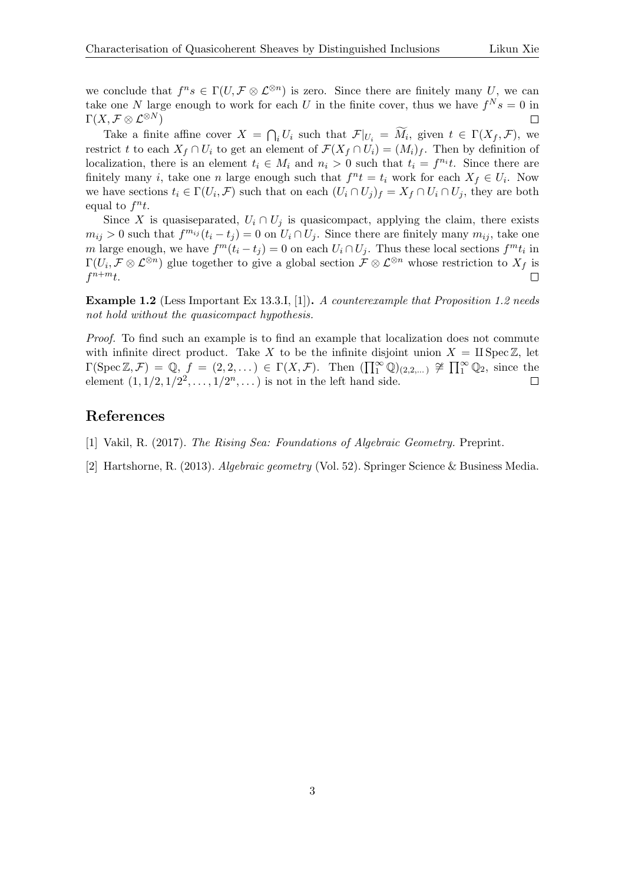we conclude that $f^n s \in \Gamma(U, \mathcal{F} \otimes \mathcal{L}^{\otimes n})$ is zero. Since there are finitely many $U$, we can take one $N$ large enough to work for each $U$ in the finite cover, thus we have $f^N s = 0$ in $\Gamma(X, \mathcal{F} \otimes \mathcal{L}^{\otimes N})$ $\square$

Take a finite affine cover $X = \bigcap_i U_i$ such that $\mathcal{F}|_{U_i} = \widetilde{M_i}$, given $t \in \Gamma(X_f, \mathcal{F})$, we restrict $t$ to each $X_f \cap U_i$ to get an element of $\mathcal{F}(X_f \cap U_i) = (M_i)_f$. Then by definition of localization, there is an element $t_i \in M_i$ and $n_i > 0$ such that $t_i = f^{n_i} t$. Since there are finitely many $i$, take one $n$ large enough such that $f^n t = t_i$ work for each $X_f \in U_i$. Now we have sections $t_i \in \Gamma(U_i, \mathcal{F})$ such that on each $(U_i \cap U_j)_f = X_f \cap U_i \cap U_j$, they are both equal to $f^n t$.

Since $X$ is quasiseparated, $U_i \cap U_j$ is quasicompact, applying the claim, there exists $m_{ij} > 0$ such that $f^{m_{ij}}(t_i - t_j) = 0$ on $U_i \cap U_j$. Since there are finitely many $m_{ij}$, take one $m$ large enough, we have $f^m(t_i - t_j) = 0$ on each $U_i \cap U_j$. Thus these local sections $f^m t_i$ in $\Gamma(U_i, \mathcal{F} \otimes \mathcal{L}^{\otimes n})$ glue together to give a global section $\mathcal{F} \otimes \mathcal{L}^{\otimes n}$ whose restriction to $X_f$ is $f^{n+m} t$. $\square$

**Example 1.2** (Less Important Ex 13.3.I, [1])**.** *A counterexample that Proposition 1.2 needs not hold without the quasicompact hypothesis.*

*Proof.* To find such an example is to find an example that localization does not commute with infinite direct product. Take $X$ to be the infinite disjoint union $X = \amalg \operatorname{Spec} \mathbb{Z}$, let $\Gamma(\operatorname{Spec} \mathbb{Z}, \mathcal{F}) = \mathbb{Q}$, $f = (2, 2, \dots) \in \Gamma(X, \mathcal{F})$. Then $(\prod_1^\infty \mathbb{Q})_{(2,2,\dots)} \ncong \prod_1^\infty \mathbb{Q}_2$, since the element $(1, 1/2, 1/2^2, \dots, 1/2^n, \dots)$ is not in the left hand side. $\square$

## References

[1] Vakil, R. (2017). *The Rising Sea: Foundations of Algebraic Geometry.* Preprint.

[2] Hartshorne, R. (2013). *Algebraic geometry* (Vol. 52). Springer Science & Business Media.